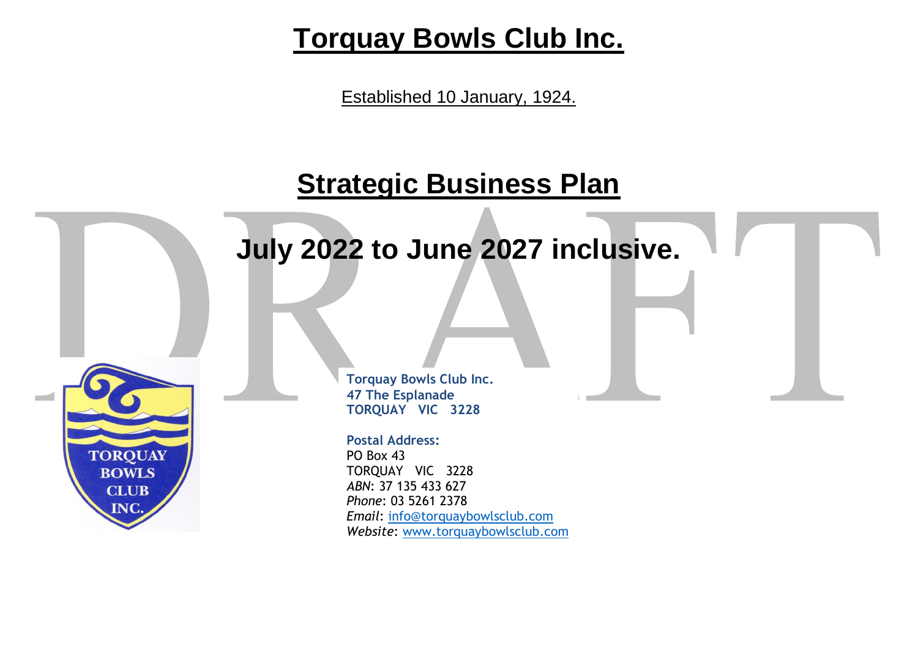# Torquay Bowls Club Inc.

Established 10 January, 1924.

## Strategic Business Plan

## July 2022 to June 2027 inclusive.

DRAFT

**Torquay Bowls Club Inc.**
**47 The Esplanade**
**TORQUAY VIC 3228**

**Postal Address:**
PO Box 43
TORQUAY VIC 3228
*ABN*: 37 135 433 627
*Phone*: 03 5261 2378
*Email*: info@torquaybowlsclub.com
*Website*: www.torquaybowlsclub.com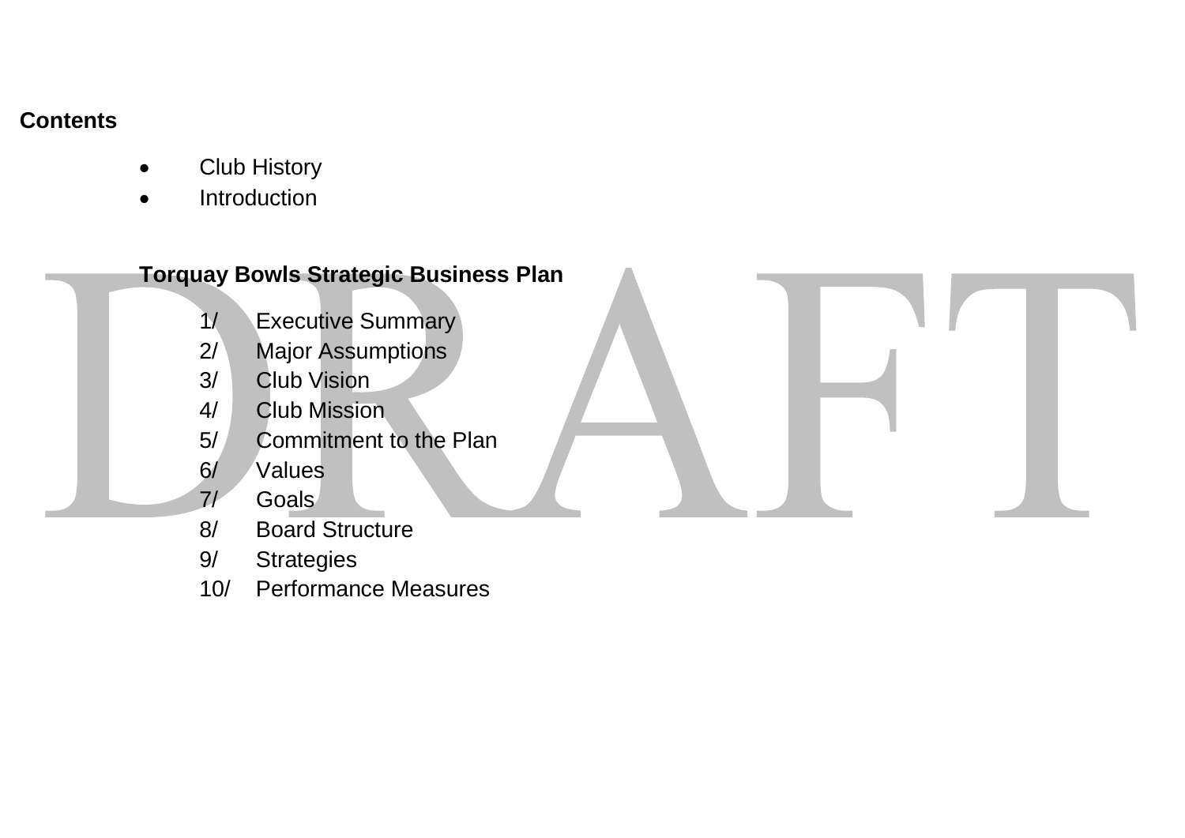**Contents**

- Club History
- Introduction

**Torquay Bowls Strategic Business Plan**

1/ Executive Summary
2/ Major Assumptions
3/ Club Vision
4/ Club Mission
5/ Commitment to the Plan
6/ Values
7/ Goals
8/ Board Structure
9/ Strategies
10/ Performance Measures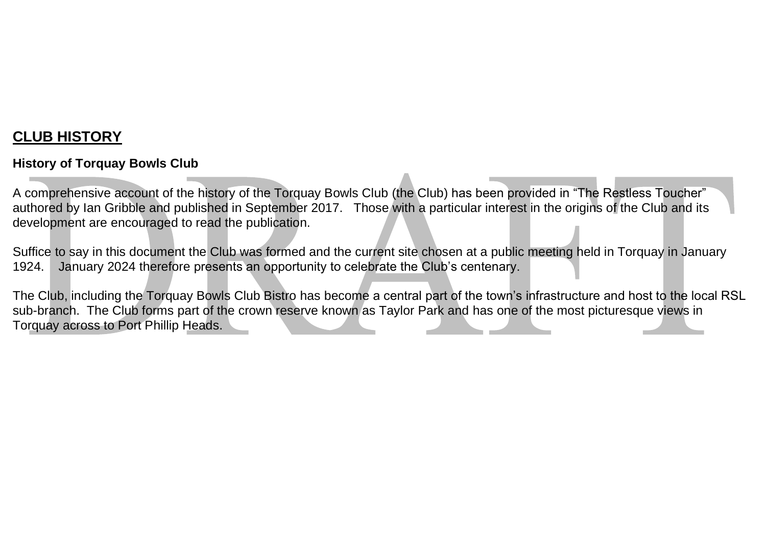## CLUB HISTORY

**History of Torquay Bowls Club**

A comprehensive account of the history of the Torquay Bowls Club (the Club) has been provided in “The Restless Toucher” authored by Ian Gribble and published in September 2017. Those with a particular interest in the origins of the Club and its development are encouraged to read the publication.

Suffice to say in this document the Club was formed and the current site chosen at a public meeting held in Torquay in January 1924. January 2024 therefore presents an opportunity to celebrate the Club’s centenary.

The Club, including the Torquay Bowls Club Bistro has become a central part of the town’s infrastructure and host to the local RSL sub-branch. The Club forms part of the crown reserve known as Taylor Park and has one of the most picturesque views in Torquay across to Port Phillip Heads.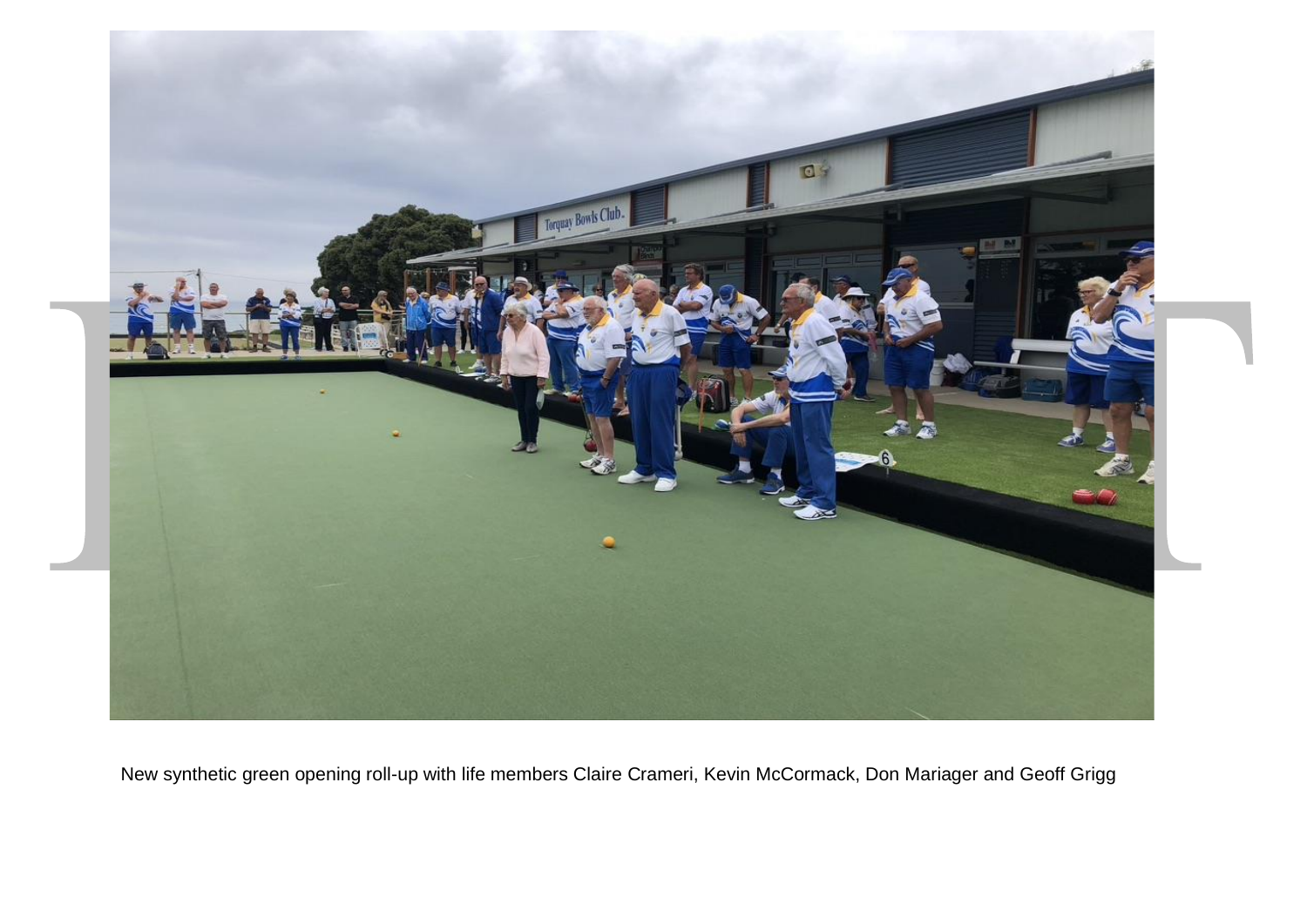New synthetic green opening roll-up with life members Claire Crameri, Kevin McCormack, Don Mariager and Geoff Grigg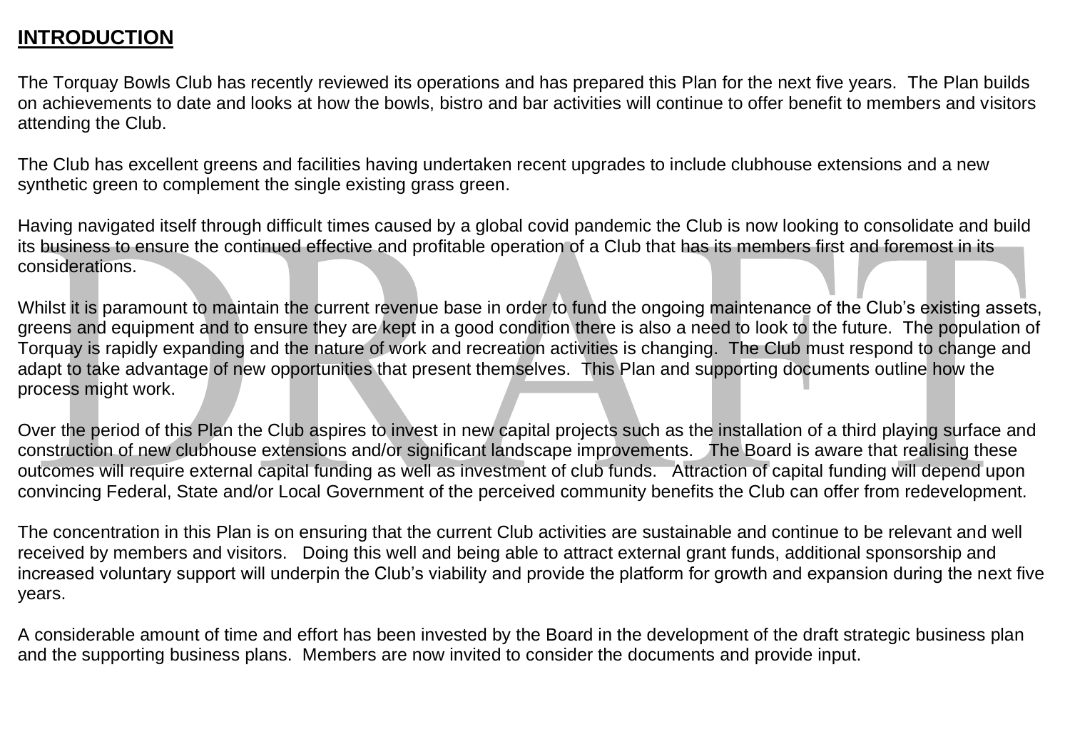# INTRODUCTION

The Torquay Bowls Club has recently reviewed its operations and has prepared this Plan for the next five years. The Plan builds on achievements to date and looks at how the bowls, bistro and bar activities will continue to offer benefit to members and visitors attending the Club.

The Club has excellent greens and facilities having undertaken recent upgrades to include clubhouse extensions and a new synthetic green to complement the single existing grass green.

Having navigated itself through difficult times caused by a global covid pandemic the Club is now looking to consolidate and build its business to ensure the continued effective and profitable operation of a Club that has its members first and foremost in its considerations.

Whilst it is paramount to maintain the current revenue base in order to fund the ongoing maintenance of the Club's existing assets, greens and equipment and to ensure they are kept in a good condition there is also a need to look to the future. The population of Torquay is rapidly expanding and the nature of work and recreation activities is changing. The Club must respond to change and adapt to take advantage of new opportunities that present themselves. This Plan and supporting documents outline how the process might work.

Over the period of this Plan the Club aspires to invest in new capital projects such as the installation of a third playing surface and construction of new clubhouse extensions and/or significant landscape improvements. The Board is aware that realising these outcomes will require external capital funding as well as investment of club funds. Attraction of capital funding will depend upon convincing Federal, State and/or Local Government of the perceived community benefits the Club can offer from redevelopment.

The concentration in this Plan is on ensuring that the current Club activities are sustainable and continue to be relevant and well received by members and visitors. Doing this well and being able to attract external grant funds, additional sponsorship and increased voluntary support will underpin the Club's viability and provide the platform for growth and expansion during the next five years.

A considerable amount of time and effort has been invested by the Board in the development of the draft strategic business plan and the supporting business plans. Members are now invited to consider the documents and provide input.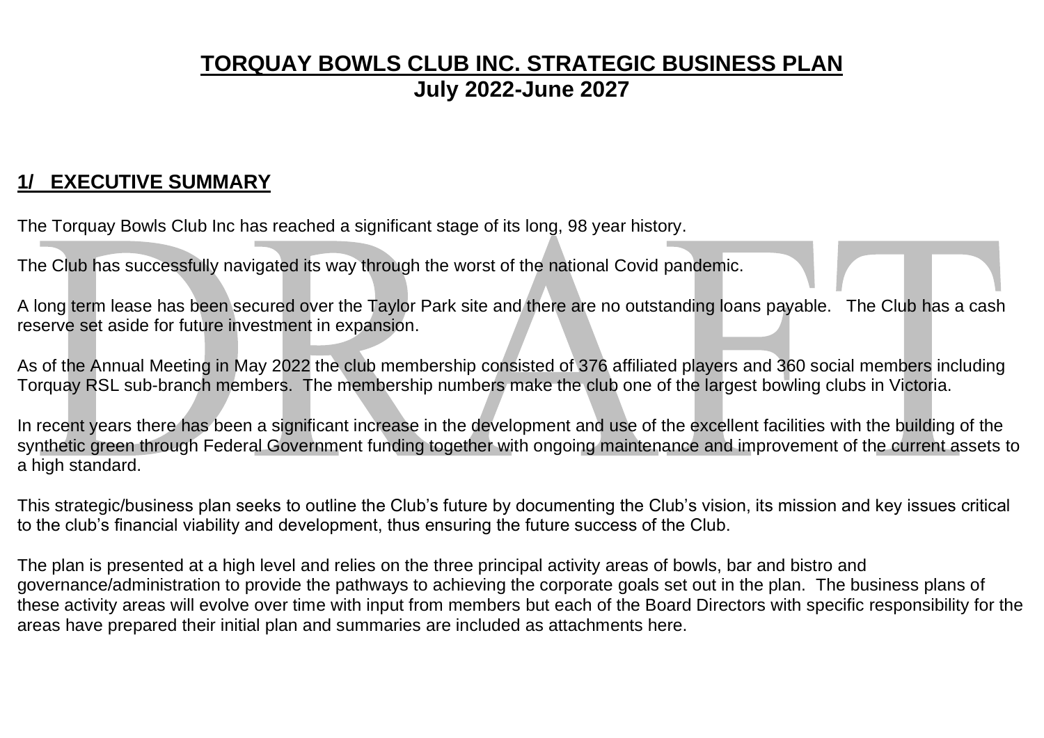# TORQUAY BOWLS CLUB INC. STRATEGIC BUSINESS PLAN
## July 2022-June 2027

## 1/ EXECUTIVE SUMMARY

The Torquay Bowls Club Inc has reached a significant stage of its long, 98 year history.

The Club has successfully navigated its way through the worst of the national Covid pandemic.

A long term lease has been secured over the Taylor Park site and there are no outstanding loans payable. The Club has a cash reserve set aside for future investment in expansion.

As of the Annual Meeting in May 2022 the club membership consisted of 376 affiliated players and 360 social members including Torquay RSL sub-branch members. The membership numbers make the club one of the largest bowling clubs in Victoria.

In recent years there has been a significant increase in the development and use of the excellent facilities with the building of the synthetic green through Federal Government funding together with ongoing maintenance and improvement of the current assets to a high standard.

This strategic/business plan seeks to outline the Club's future by documenting the Club's vision, its mission and key issues critical to the club's financial viability and development, thus ensuring the future success of the Club.

The plan is presented at a high level and relies on the three principal activity areas of bowls, bar and bistro and governance/administration to provide the pathways to achieving the corporate goals set out in the plan. The business plans of these activity areas will evolve over time with input from members but each of the Board Directors with specific responsibility for the areas have prepared their initial plan and summaries are included as attachments here.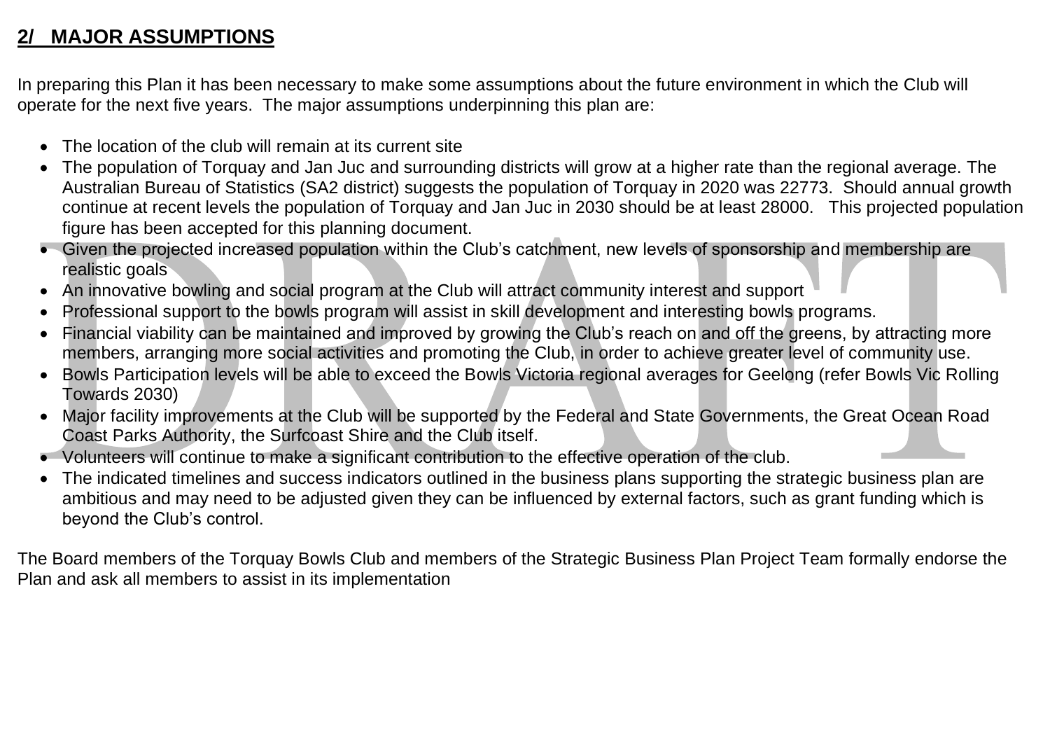## 2/ MAJOR ASSUMPTIONS

In preparing this Plan it has been necessary to make some assumptions about the future environment in which the Club will operate for the next five years. The major assumptions underpinning this plan are:

- The location of the club will remain at its current site
- The population of Torquay and Jan Juc and surrounding districts will grow at a higher rate than the regional average. The Australian Bureau of Statistics (SA2 district) suggests the population of Torquay in 2020 was 22773. Should annual growth continue at recent levels the population of Torquay and Jan Juc in 2030 should be at least 28000. This projected population figure has been accepted for this planning document.
- Given the projected increased population within the Club's catchment, new levels of sponsorship and membership are realistic goals
- An innovative bowling and social program at the Club will attract community interest and support
- Professional support to the bowls program will assist in skill development and interesting bowls programs.
- Financial viability can be maintained and improved by growing the Club's reach on and off the greens, by attracting more members, arranging more social activities and promoting the Club, in order to achieve greater level of community use.
- Bowls Participation levels will be able to exceed the Bowls Victoria regional averages for Geelong (refer Bowls Vic Rolling Towards 2030)
- Major facility improvements at the Club will be supported by the Federal and State Governments, the Great Ocean Road Coast Parks Authority, the Surfcoast Shire and the Club itself.
- Volunteers will continue to make a significant contribution to the effective operation of the club.
- The indicated timelines and success indicators outlined in the business plans supporting the strategic business plan are ambitious and may need to be adjusted given they can be influenced by external factors, such as grant funding which is beyond the Club's control.

The Board members of the Torquay Bowls Club and members of the Strategic Business Plan Project Team formally endorse the Plan and ask all members to assist in its implementation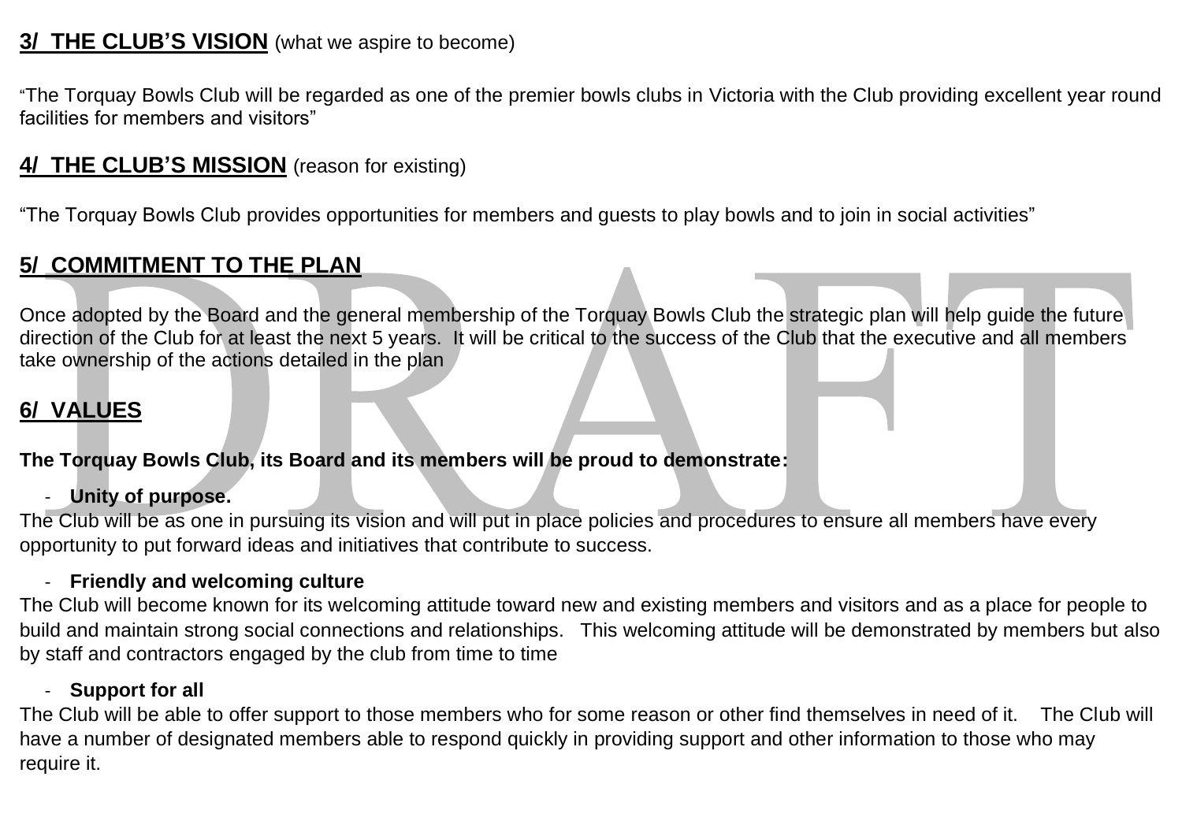## 3/ THE CLUB'S VISION (what we aspire to become)

"The Torquay Bowls Club will be regarded as one of the premier bowls clubs in Victoria with the Club providing excellent year round facilities for members and visitors"

## 4/ THE CLUB'S MISSION (reason for existing)

"The Torquay Bowls Club provides opportunities for members and guests to play bowls and to join in social activities"

## 5/ COMMITMENT TO THE PLAN

Once adopted by the Board and the general membership of the Torquay Bowls Club the strategic plan will help guide the future direction of the Club for at least the next 5 years. It will be critical to the success of the Club that the executive and all members take ownership of the actions detailed in the plan

## 6/ VALUES

**The Torquay Bowls Club, its Board and its members will be proud to demonstrate:**

- **Unity of purpose.**

The Club will be as one in pursuing its vision and will put in place policies and procedures to ensure all members have every opportunity to put forward ideas and initiatives that contribute to success.

- **Friendly and welcoming culture**

The Club will become known for its welcoming attitude toward new and existing members and visitors and as a place for people to build and maintain strong social connections and relationships. This welcoming attitude will be demonstrated by members but also by staff and contractors engaged by the club from time to time

- **Support for all**

The Club will be able to offer support to those members who for some reason or other find themselves in need of it. The Club will have a number of designated members able to respond quickly in providing support and other information to those who may require it.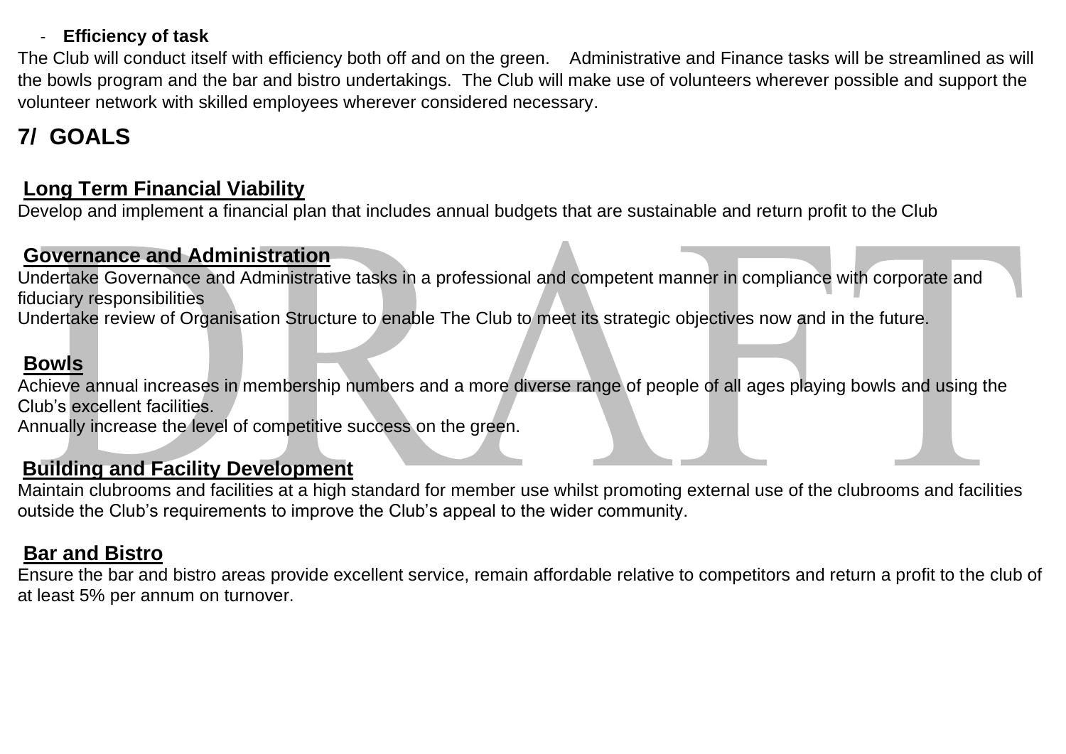- **Efficiency of task**

The Club will conduct itself with efficiency both off and on the green. Administrative and Finance tasks will be streamlined as will the bowls program and the bar and bistro undertakings. The Club will make use of volunteers wherever possible and support the volunteer network with skilled employees wherever considered necessary.

## 7/ GOALS

### Long Term Financial Viability

Develop and implement a financial plan that includes annual budgets that are sustainable and return profit to the Club

### Governance and Administration

Undertake Governance and Administrative tasks in a professional and competent manner in compliance with corporate and fiduciary responsibilities

Undertake review of Organisation Structure to enable The Club to meet its strategic objectives now and in the future.

### Bowls

Achieve annual increases in membership numbers and a more diverse range of people of all ages playing bowls and using the Club's excellent facilities.

Annually increase the level of competitive success on the green.

### Building and Facility Development

Maintain clubrooms and facilities at a high standard for member use whilst promoting external use of the clubrooms and facilities outside the Club's requirements to improve the Club's appeal to the wider community.

### Bar and Bistro

Ensure the bar and bistro areas provide excellent service, remain affordable relative to competitors and return a profit to the club of at least 5% per annum on turnover.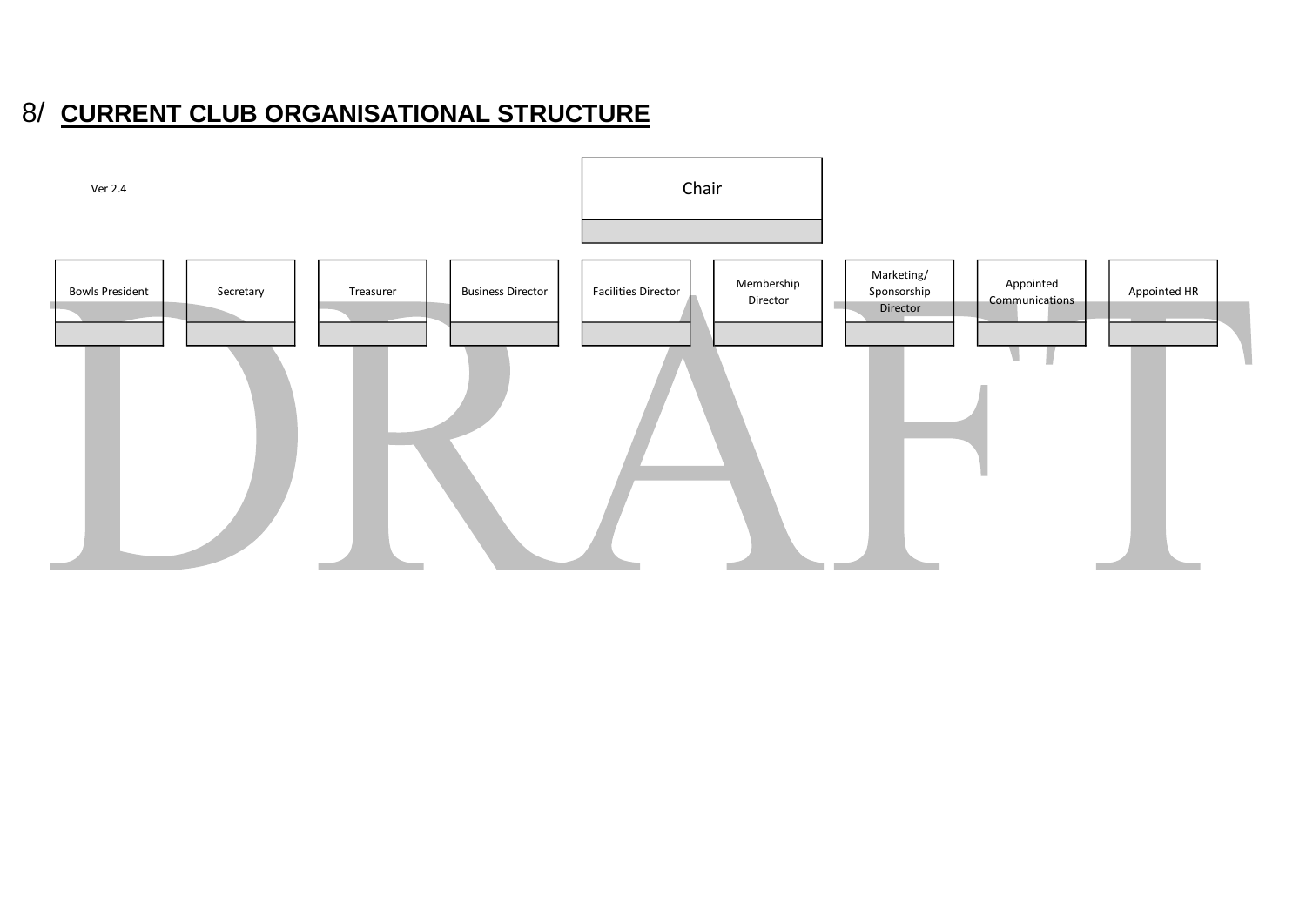## 8/ CURRENT CLUB ORGANISATIONAL STRUCTURE

Ver 2.4

Chair

- Bowls President
- Secretary
- Treasurer
- Business Director
- Facilities Director
- Membership Director
- Marketing/ Sponsorship Director
- Appointed Communications
- Appointed HR

DRAFT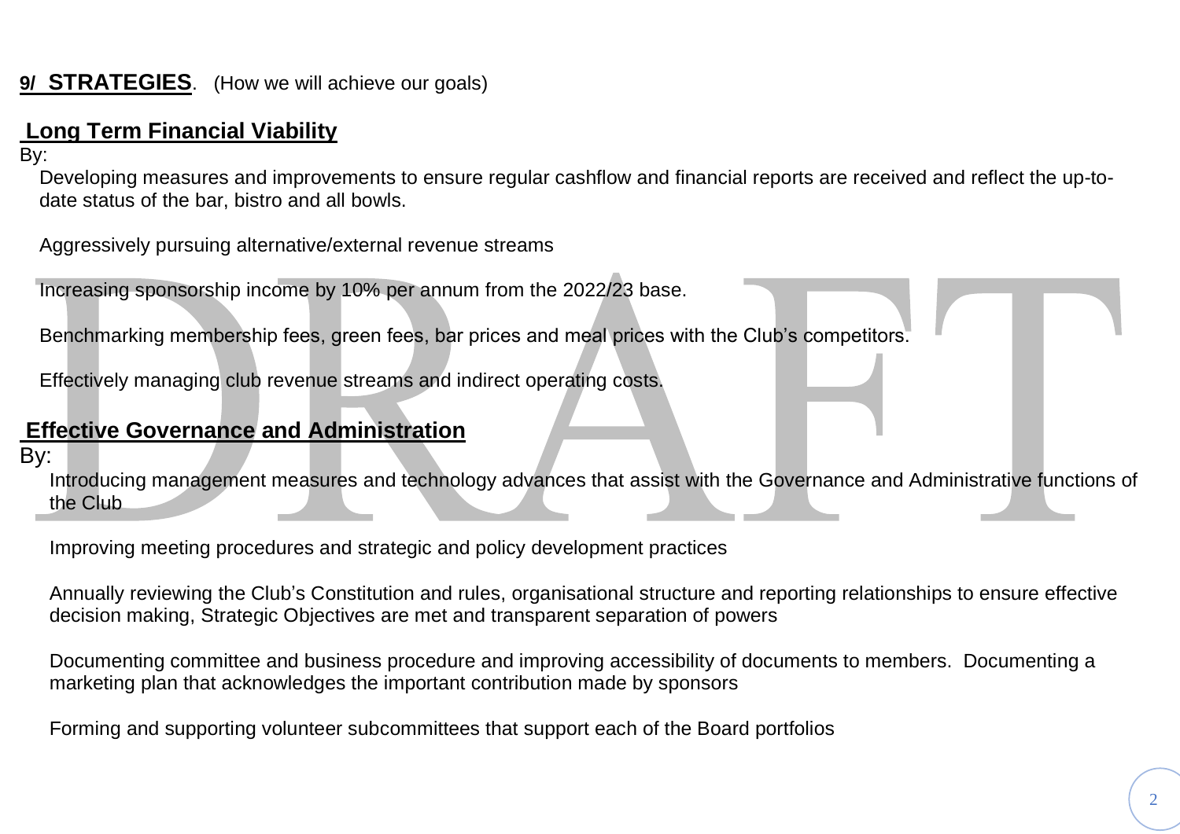## 9/ STRATEGIES. (How we will achieve our goals)

### Long Term Financial Viability

By:

Developing measures and improvements to ensure regular cashflow and financial reports are received and reflect the up-to-date status of the bar, bistro and all bowls.

Aggressively pursuing alternative/external revenue streams

Increasing sponsorship income by 10% per annum from the 2022/23 base.

Benchmarking membership fees, green fees, bar prices and meal prices with the Club's competitors.

Effectively managing club revenue streams and indirect operating costs.

### Effective Governance and Administration

By:

Introducing management measures and technology advances that assist with the Governance and Administrative functions of the Club

Improving meeting procedures and strategic and policy development practices

Annually reviewing the Club's Constitution and rules, organisational structure and reporting relationships to ensure effective decision making, Strategic Objectives are met and transparent separation of powers

Documenting committee and business procedure and improving accessibility of documents to members. Documenting a marketing plan that acknowledges the important contribution made by sponsors

Forming and supporting volunteer subcommittees that support each of the Board portfolios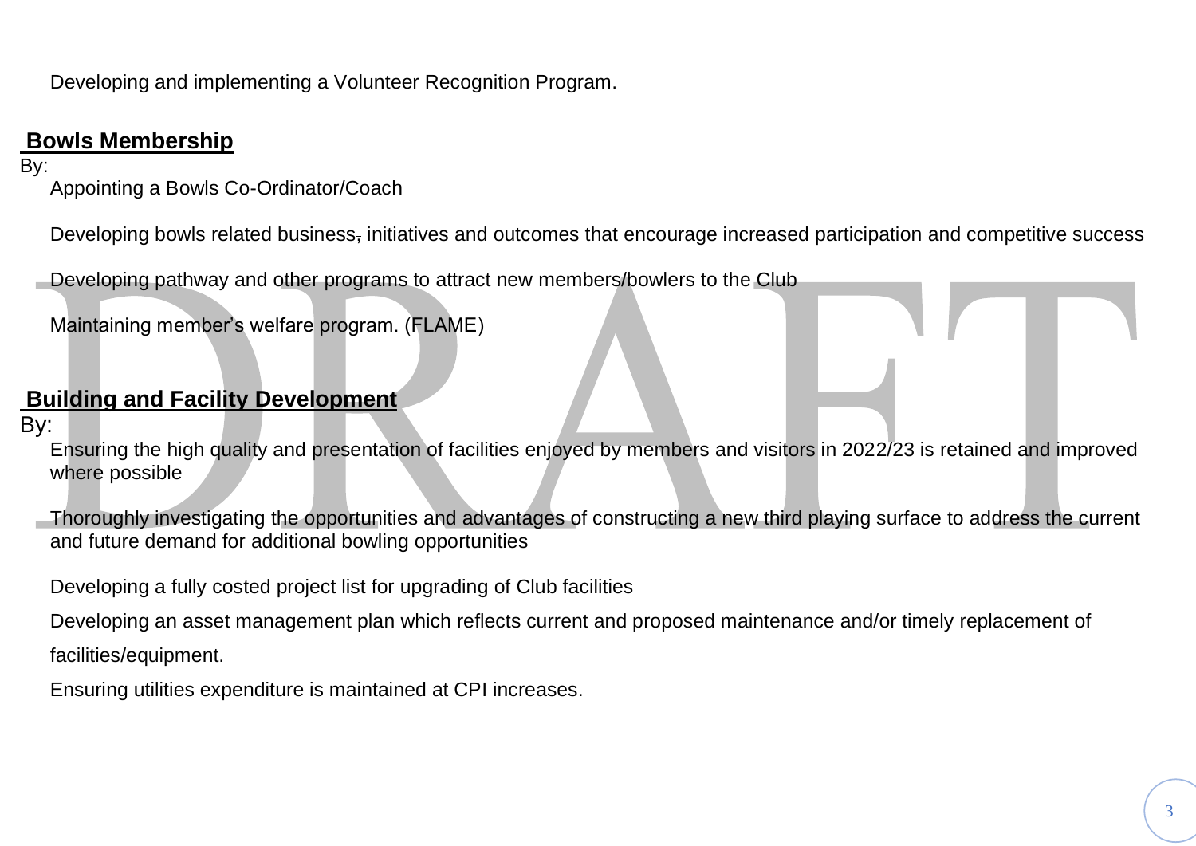Developing and implementing a Volunteer Recognition Program.

## Bowls Membership

By:

Appointing a Bowls Co-Ordinator/Coach

Developing bowls related business, initiatives and outcomes that encourage increased participation and competitive success

Developing pathway and other programs to attract new members/bowlers to the Club

Maintaining member's welfare program. (FLAME)

## Building and Facility Development

By:

Ensuring the high quality and presentation of facilities enjoyed by members and visitors in 2022/23 is retained and improved where possible

Thoroughly investigating the opportunities and advantages of constructing a new third playing surface to address the current and future demand for additional bowling opportunities

Developing a fully costed project list for upgrading of Club facilities

Developing an asset management plan which reflects current and proposed maintenance and/or timely replacement of facilities/equipment.

Ensuring utilities expenditure is maintained at CPI increases.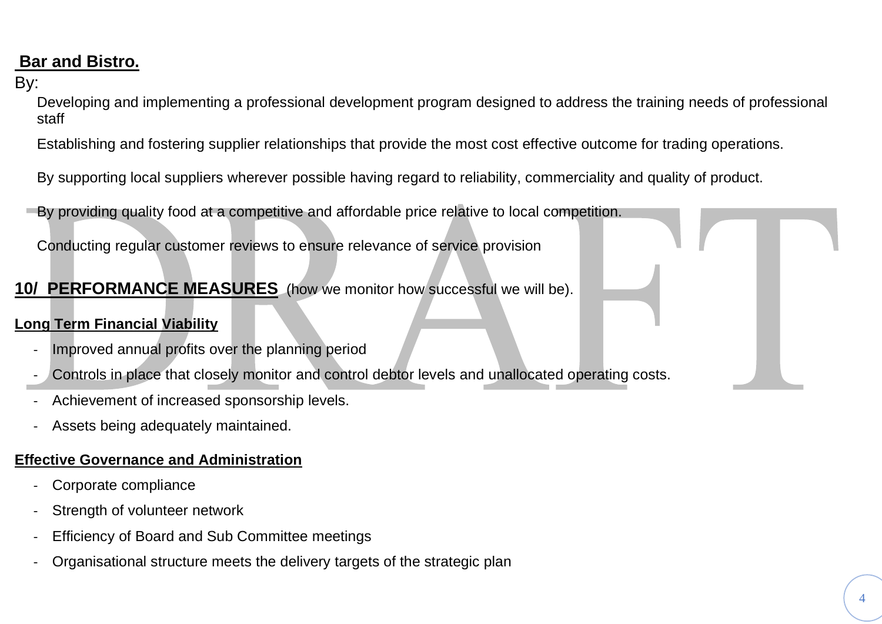**Bar and Bistro.**

By:

Developing and implementing a professional development program designed to address the training needs of professional staff

Establishing and fostering supplier relationships that provide the most cost effective outcome for trading operations.

By supporting local suppliers wherever possible having regard to reliability, commerciality and quality of product.

By providing quality food at a competitive and affordable price relative to local competition.

Conducting regular customer reviews to ensure relevance of service provision

## 10/ PERFORMANCE MEASURES (how we monitor how successful we will be).

**Long Term Financial Viability**

- Improved annual profits over the planning period
- Controls in place that closely monitor and control debtor levels and unallocated operating costs.
- Achievement of increased sponsorship levels.
- Assets being adequately maintained.

**Effective Governance and Administration**

- Corporate compliance
- Strength of volunteer network
- Efficiency of Board and Sub Committee meetings
- Organisational structure meets the delivery targets of the strategic plan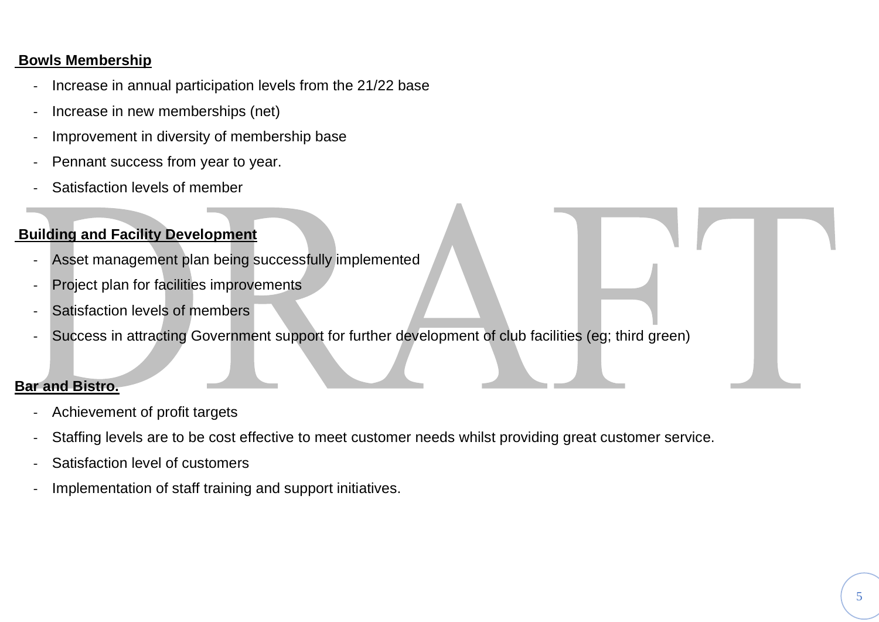**Bowls Membership**

- Increase in annual participation levels from the 21/22 base
- Increase in new memberships (net)
- Improvement in diversity of membership base
- Pennant success from year to year.
- Satisfaction levels of member

**Building and Facility Development**

- Asset management plan being successfully implemented
- Project plan for facilities improvements
- Satisfaction levels of members
- Success in attracting Government support for further development of club facilities (eg; third green)

**Bar and Bistro.**

- Achievement of profit targets
- Staffing levels are to be cost effective to meet customer needs whilst providing great customer service.
- Satisfaction level of customers
- Implementation of staff training and support initiatives.